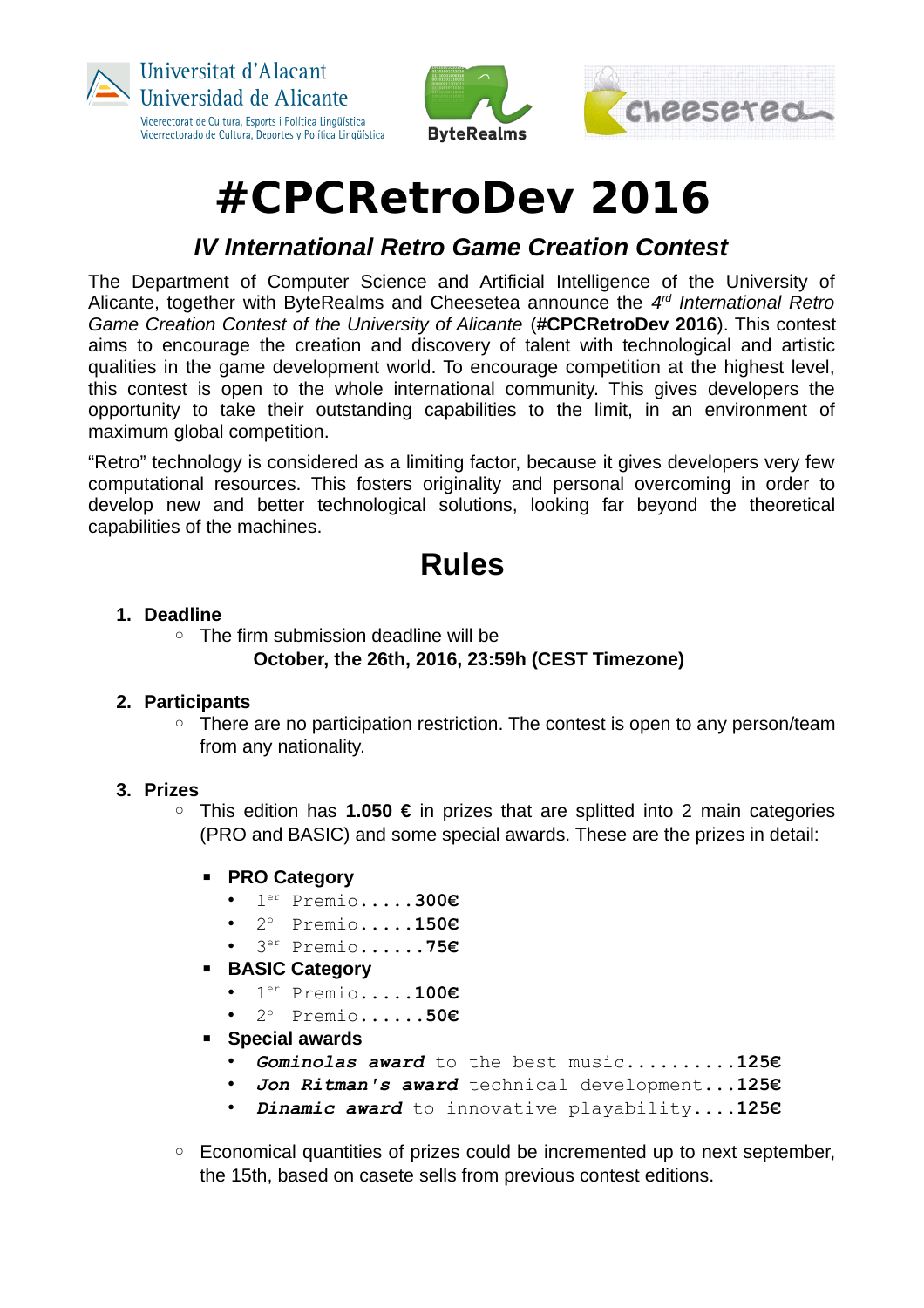Universitat d'Alacant
Universidad de Alicante
Vicerectorat de Cultura, Esports i Política Lingüística
Vicerrectorado de Cultura, Deportes y Política Lingüística

ByteRealms

Cheesetea

# #CPCRetroDev 2016

## *IV International Retro Game Creation Contest*

The Department of Computer Science and Artificial Intelligence of the University of Alicante, together with ByteRealms and Cheesetea announce the *4rd International Retro Game Creation Contest of the University of Alicante* (**#CPCRetroDev 2016**). This contest aims to encourage the creation and discovery of talent with technological and artistic qualities in the game development world. To encourage competition at the highest level, this contest is open to the whole international community. This gives developers the opportunity to take their outstanding capabilities to the limit, in an environment of maximum global competition.

"Retro" technology is considered as a limiting factor, because it gives developers very few computational resources. This fosters originality and personal overcoming in order to develop new and better technological solutions, looking far beyond the theoretical capabilities of the machines.

## Rules

1. **Deadline**
   - The firm submission deadline will be

     **October, the 26th, 2016, 23:59h (CEST Timezone)**

2. **Participants**
   - There are no participation restriction. The contest is open to any person/team from any nationality.

3. **Prizes**
   - This edition has **1.050 €** in prizes that are splitted into 2 main categories (PRO and BASIC) and some special awards. These are the prizes in detail:
     - **PRO Category**
       - 1er Premio.....**300€**
       - 2º Premio.....**150€**
       - 3er Premio......**75€**
     - **BASIC Category**
       - 1er Premio.....**100€**
       - 2º Premio......**50€**
     - **Special awards**
       - ***Gominolas award*** to the best music..........**125€**
       - ***Jon Ritman's award*** technical development...**125€**
       - ***Dinamic award*** to innovative playability....**125€**
   - Economical quantities of prizes could be incremented up to next september, the 15th, based on casete sells from previous contest editions.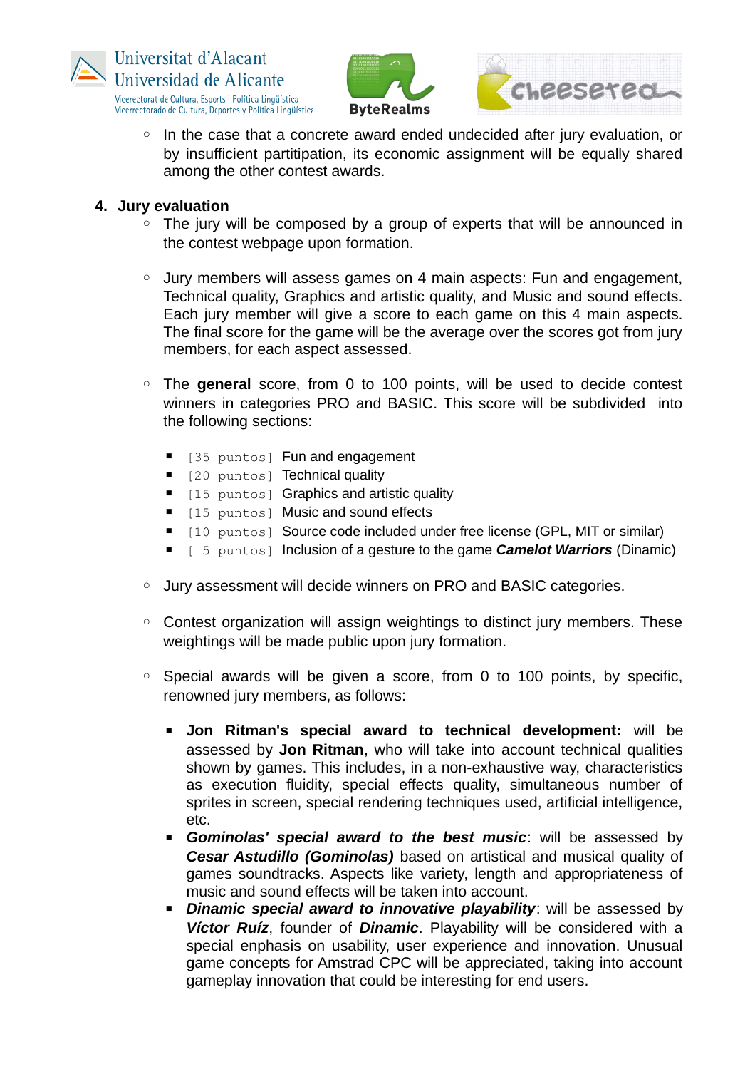- In the case that a concrete award ended undecided after jury evaluation, or by insufficient partitipation, its economic assignment will be equally shared among the other contest awards.

4. **Jury evaluation**

   - The jury will be composed by a group of experts that will be announced in the contest webpage upon formation.

   - Jury members will assess games on 4 main aspects: Fun and engagement, Technical quality, Graphics and artistic quality, and Music and sound effects. Each jury member will give a score to each game on this 4 main aspects. The final score for the game will be the average over the scores got from jury members, for each aspect assessed.

   - The **general** score, from 0 to 100 points, will be used to decide contest winners in categories PRO and BASIC. This score will be subdivided into the following sections:

     - `[35 puntos]` Fun and engagement
     - `[20 puntos]` Technical quality
     - `[15 puntos]` Graphics and artistic quality
     - `[15 puntos]` Music and sound effects
     - `[10 puntos]` Source code included under free license (GPL, MIT or similar)
     - `[ 5 puntos]` Inclusion of a gesture to the game ***Camelot Warriors*** (Dinamic)

   - Jury assessment will decide winners on PRO and BASIC categories.

   - Contest organization will assign weightings to distinct jury members. These weightings will be made public upon jury formation.

   - Special awards will be given a score, from 0 to 100 points, by specific, renowned jury members, as follows:

     - **Jon Ritman's special award to technical development:** will be assessed by **Jon Ritman**, who will take into account technical qualities shown by games. This includes, in a non-exhaustive way, characteristics as execution fluidity, special effects quality, simultaneous number of sprites in screen, special rendering techniques used, artificial intelligence, etc.
     - ***Gominolas' special award to the best music***: will be assessed by ***Cesar Astudillo (Gominolas)*** based on artistical and musical quality of games soundtracks. Aspects like variety, length and appropriateness of music and sound effects will be taken into account.
     - ***Dinamic special award to innovative playability***: will be assessed by ***Víctor Ruíz***, founder of ***Dinamic***. Playability will be considered with a special enphasis on usability, user experience and innovation. Unusual game concepts for Amstrad CPC will be appreciated, taking into account gameplay innovation that could be interesting for end users.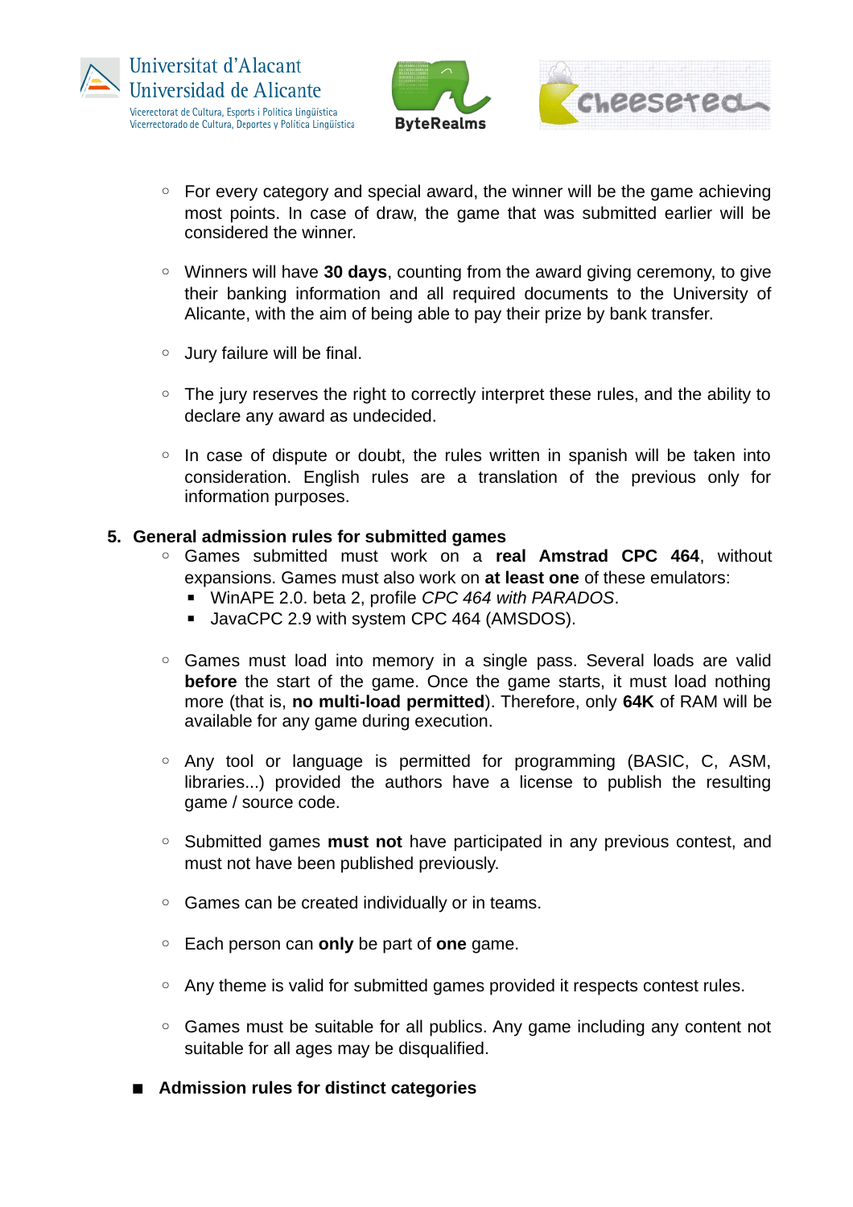- For every category and special award, the winner will be the game achieving most points. In case of draw, the game that was submitted earlier will be considered the winner.

- Winners will have **30 days**, counting from the award giving ceremony, to give their banking information and all required documents to the University of Alicante, with the aim of being able to pay their prize by bank transfer.

- Jury failure will be final.

- The jury reserves the right to correctly interpret these rules, and the ability to declare any award as undecided.

- In case of dispute or doubt, the rules written in spanish will be taken into consideration. English rules are a translation of the previous only for information purposes.

## 5. General admission rules for submitted games

- Games submitted must work on a **real Amstrad CPC 464**, without expansions. Games must also work on **at least one** of these emulators:
  - WinAPE 2.0. beta 2, profile *CPC 464 with PARADOS*.
  - JavaCPC 2.9 with system CPC 464 (AMSDOS).

- Games must load into memory in a single pass. Several loads are valid **before** the start of the game. Once the game starts, it must load nothing more (that is, **no multi-load permitted**). Therefore, only **64K** of RAM will be available for any game during execution.

- Any tool or language is permitted for programming (BASIC, C, ASM, libraries...) provided the authors have a license to publish the resulting game / source code.

- Submitted games **must not** have participated in any previous contest, and must not have been published previously.

- Games can be created individually or in teams.

- Each person can **only** be part of **one** game.

- Any theme is valid for submitted games provided it respects contest rules.

- Games must be suitable for all publics. Any game including any content not suitable for all ages may be disqualified.

- **Admission rules for distinct categories**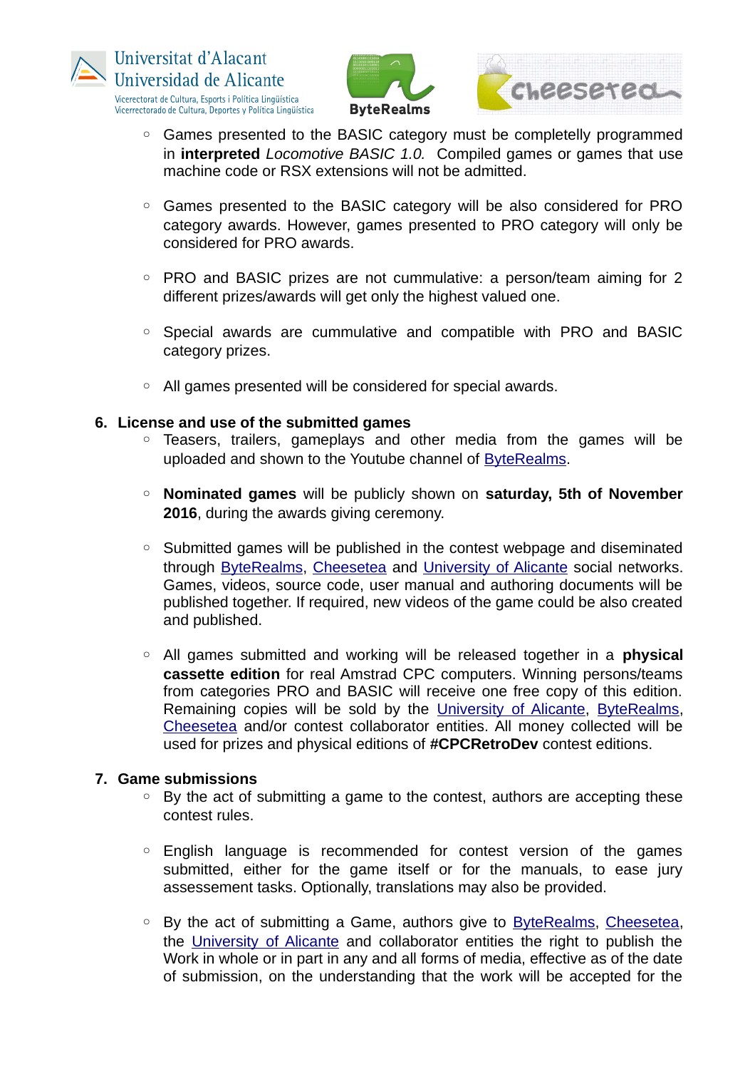- Games presented to the BASIC category must be completelly programmed in **interpreted** *Locomotive BASIC 1.0.* Compiled games or games that use machine code or RSX extensions will not be admitted.

- Games presented to the BASIC category will be also considered for PRO category awards. However, games presented to PRO category will only be considered for PRO awards.

- PRO and BASIC prizes are not cummulative: a person/team aiming for 2 different prizes/awards will get only the highest valued one.

- Special awards are cummulative and compatible with PRO and BASIC category prizes.

- All games presented will be considered for special awards.

## 6. License and use of the submitted games

- Teasers, trailers, gameplays and other media from the games will be uploaded and shown to the Youtube channel of ByteRealms.

- **Nominated games** will be publicly shown on **saturday, 5th of November 2016**, during the awards giving ceremony.

- Submitted games will be published in the contest webpage and diseminated through ByteRealms, Cheesetea and University of Alicante social networks. Games, videos, source code, user manual and authoring documents will be published together. If required, new videos of the game could be also created and published.

- All games submitted and working will be released together in a **physical cassette edition** for real Amstrad CPC computers. Winning persons/teams from categories PRO and BASIC will receive one free copy of this edition. Remaining copies will be sold by the University of Alicante, ByteRealms, Cheesetea and/or contest collaborator entities. All money collected will be used for prizes and physical editions of **#CPCRetroDev** contest editions.

## 7. Game submissions

- By the act of submitting a game to the contest, authors are accepting these contest rules.

- English language is recommended for contest version of the games submitted, either for the game itself or for the manuals, to ease jury assessement tasks. Optionally, translations may also be provided.

- By the act of submitting a Game, authors give to ByteRealms, Cheesetea, the University of Alicante and collaborator entities the right to publish the Work in whole or in part in any and all forms of media, effective as of the date of submission, on the understanding that the work will be accepted for the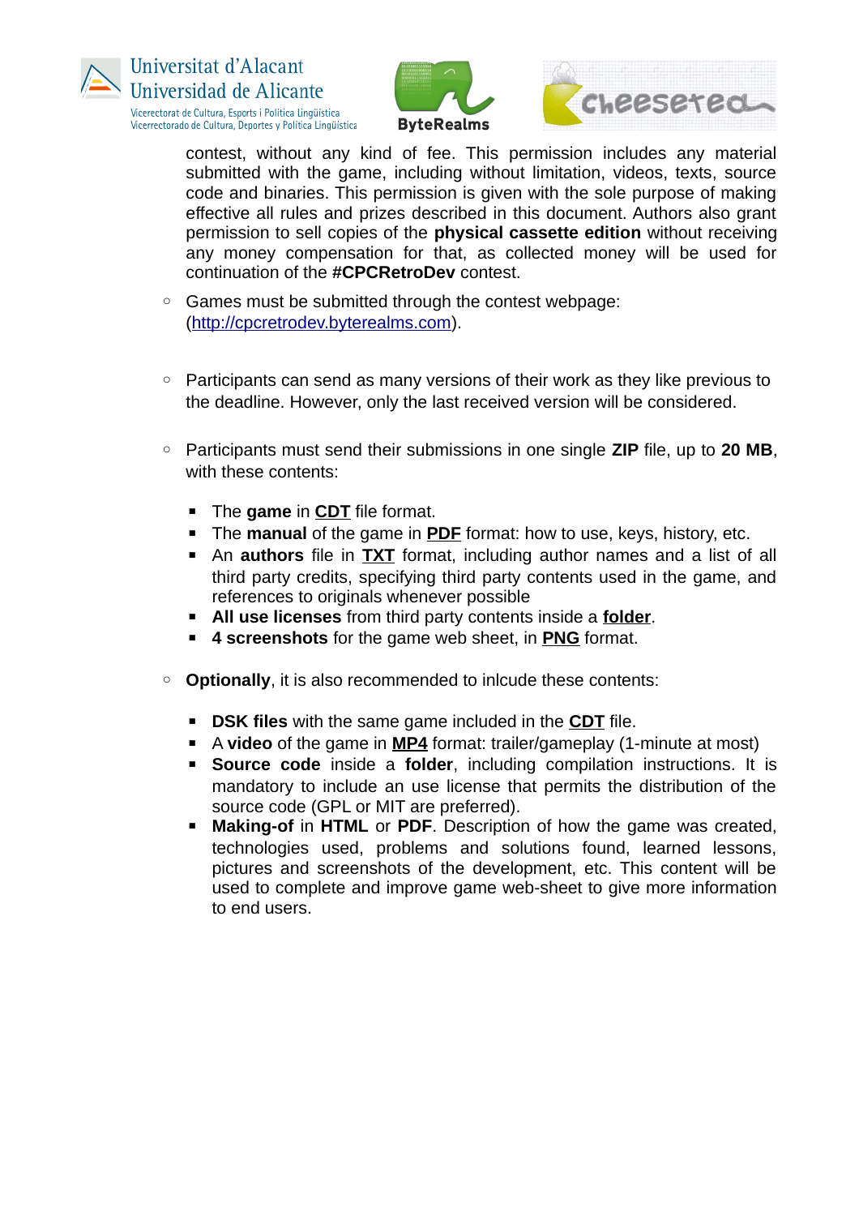contest, without any kind of fee. This permission includes any material submitted with the game, including without limitation, videos, texts, source code and binaries. This permission is given with the sole purpose of making effective all rules and prizes described in this document. Authors also grant permission to sell copies of the **physical cassette edition** without receiving any money compensation for that, as collected money will be used for continuation of the **#CPCRetroDev** contest.

- Games must be submitted through the contest webpage: ([http://cpcretrodev.byterealms.com](http://cpcretrodev.byterealms.com)).

- Participants can send as many versions of their work as they like previous to the deadline. However, only the last received version will be considered.

- Participants must send their submissions in one single **ZIP** file, up to **20 MB**, with these contents:
  - The **game** in **CDT** file format.
  - The **manual** of the game in **PDF** format: how to use, keys, history, etc.
  - An **authors** file in **TXT** format, including author names and a list of all third party credits, specifying third party contents used in the game, and references to originals whenever possible
  - **All use licenses** from third party contents inside a **folder**.
  - **4 screenshots** for the game web sheet, in **PNG** format.

- **Optionally**, it is also recommended to inlcude these contents:
  - **DSK files** with the same game included in the **CDT** file.
  - A **video** of the game in **MP4** format: trailer/gameplay (1-minute at most)
  - **Source code** inside a **folder**, including compilation instructions. It is mandatory to include an use license that permits the distribution of the source code (GPL or MIT are preferred).
  - **Making-of** in **HTML** or **PDF**. Description of how the game was created, technologies used, problems and solutions found, learned lessons, pictures and screenshots of the development, etc. This content will be used to complete and improve game web-sheet to give more information to end users.